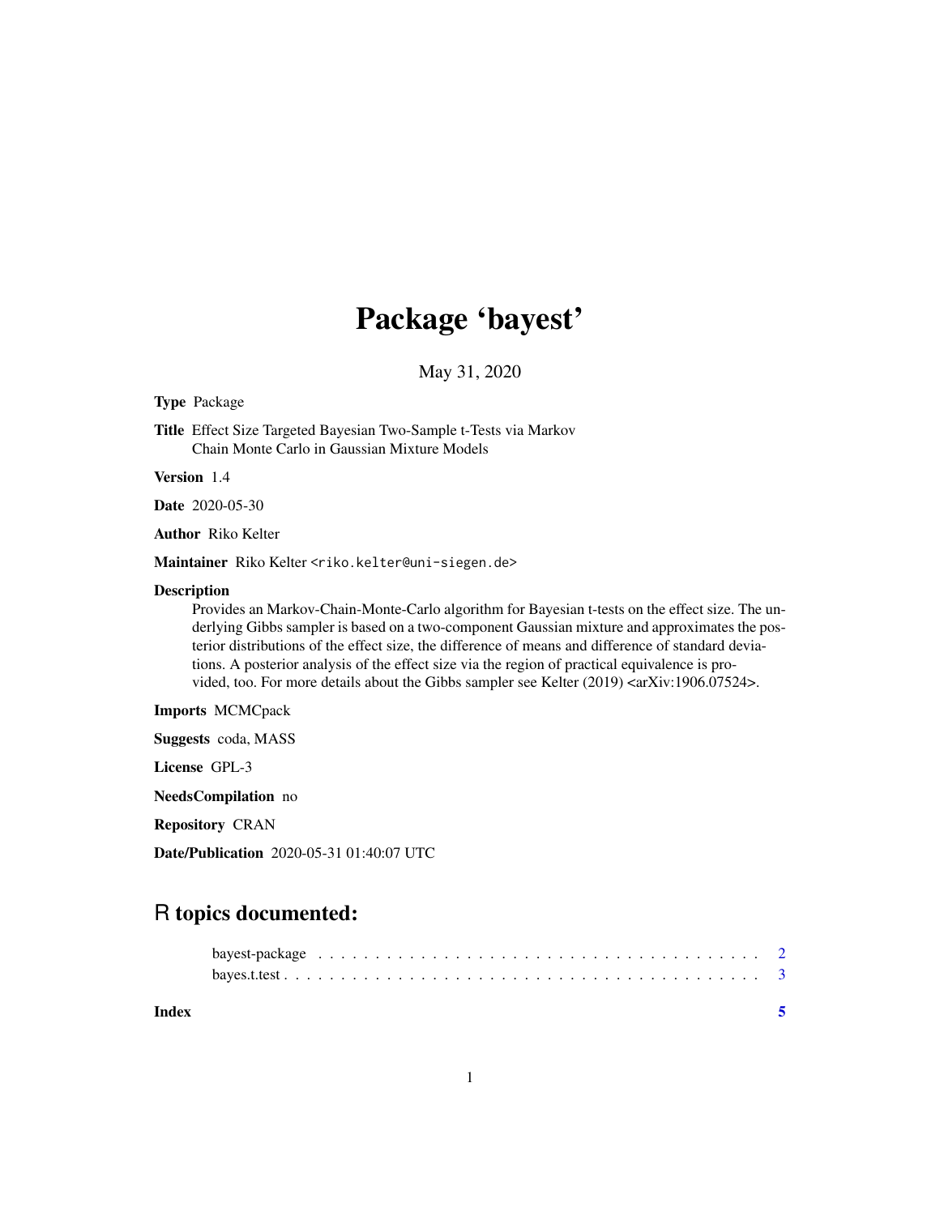# Package 'bayest'

May 31, 2020

**Type** Package

**Title** Effect Size Targeted Bayesian Two-Sample t-Tests via Markov Chain Monte Carlo in Gaussian Mixture Models

**Version** 1.4

**Date** 2020-05-30

**Author** Riko Kelter

**Maintainer** Riko Kelter <riko.kelter@uni-siegen.de>

**Description**
Provides an Markov-Chain-Monte-Carlo algorithm for Bayesian t-tests on the effect size. The underlying Gibbs sampler is based on a two-component Gaussian mixture and approximates the posterior distributions of the effect size, the difference of means and difference of standard deviations. A posterior analysis of the effect size via the region of practical equivalence is provided, too. For more details about the Gibbs sampler see Kelter (2019) <arXiv:1906.07524>.

**Imports** MCMCpack

**Suggests** coda, MASS

**License** GPL-3

**NeedsCompilation** no

**Repository** CRAN

**Date/Publication** 2020-05-31 01:40:07 UTC

## R topics documented:

bayest-package . . . . . . . . . . . . . . . . . . . . . . . . . . . . . . . . . . . . . . 2
bayes.t.test . . . . . . . . . . . . . . . . . . . . . . . . . . . . . . . . . . . . . . . . 3

**Index** 5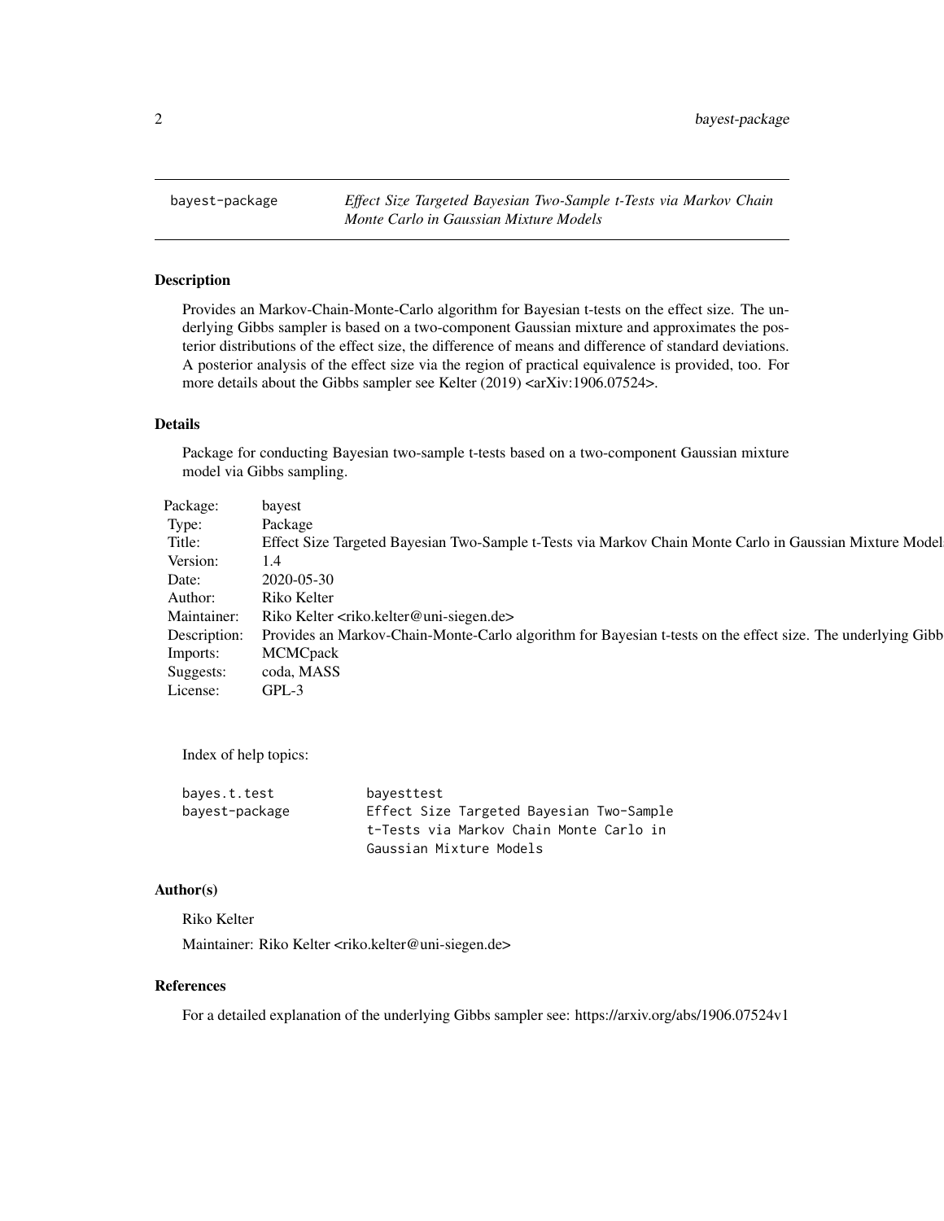| bayest-package | *Effect Size Targeted Bayesian Two-Sample t-Tests via Markov Chain Monte Carlo in Gaussian Mixture Models* |
|---|---|

## Description

Provides an Markov-Chain-Monte-Carlo algorithm for Bayesian t-tests on the effect size. The underlying Gibbs sampler is based on a two-component Gaussian mixture and approximates the posterior distributions of the effect size, the difference of means and difference of standard deviations. A posterior analysis of the effect size via the region of practical equivalence is provided, too. For more details about the Gibbs sampler see Kelter (2019) <arXiv:1906.07524>.

## Details

Package for conducting Bayesian two-sample t-tests based on a two-component Gaussian mixture model via Gibbs sampling.

| | |
|---|---|
| Package: | bayest |
| Type: | Package |
| Title: | Effect Size Targeted Bayesian Two-Sample t-Tests via Markov Chain Monte Carlo in Gaussian Mixture Model |
| Version: | 1.4 |
| Date: | 2020-05-30 |
| Author: | Riko Kelter |
| Maintainer: | Riko Kelter <riko.kelter@uni-siegen.de> |
| Description: | Provides an Markov-Chain-Monte-Carlo algorithm for Bayesian t-tests on the effect size. The underlying Gibb |
| Imports: | MCMCpack |
| Suggests: | coda, MASS |
| License: | GPL-3 |

Index of help topics:

```
bayes.t.test            bayesttest
bayest-package          Effect Size Targeted Bayesian Two-Sample
                        t-Tests via Markov Chain Monte Carlo in
                        Gaussian Mixture Models
```

## Author(s)

Riko Kelter

Maintainer: Riko Kelter <riko.kelter@uni-siegen.de>

## References

For a detailed explanation of the underlying Gibbs sampler see: https://arxiv.org/abs/1906.07524v1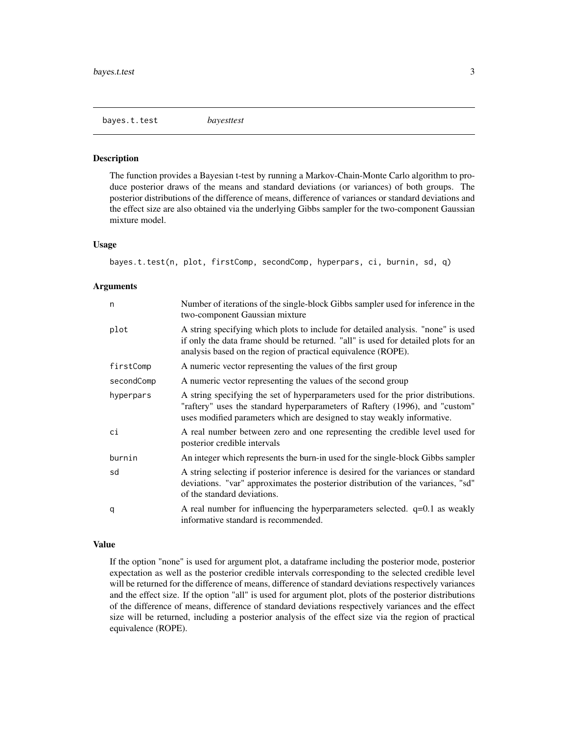## bayes.t.test *bayesttest*

### Description

The function provides a Bayesian t-test by running a Markov-Chain-Monte Carlo algorithm to produce posterior draws of the means and standard deviations (or variances) of both groups. The posterior distributions of the difference of means, difference of variances or standard deviations and the effect size are also obtained via the underlying Gibbs sampler for the two-component Gaussian mixture model.

### Usage

```
bayes.t.test(n, plot, firstComp, secondComp, hyperpars, ci, burnin, sd, q)
```

### Arguments

| | |
|---|---|
| n | Number of iterations of the single-block Gibbs sampler used for inference in the two-component Gaussian mixture |
| plot | A string specifying which plots to include for detailed analysis. "none" is used if only the data frame should be returned. "all" is used for detailed plots for an analysis based on the region of practical equivalence (ROPE). |
| firstComp | A numeric vector representing the values of the first group |
| secondComp | A numeric vector representing the values of the second group |
| hyperpars | A string specifying the set of hyperparameters used for the prior distributions. "raftery" uses the standard hyperparameters of Raftery (1996), and "custom" uses modified parameters which are designed to stay weakly informative. |
| ci | A real number between zero and one representing the credible level used for posterior credible intervals |
| burnin | An integer which represents the burn-in used for the single-block Gibbs sampler |
| sd | A string selecting if posterior inference is desired for the variances or standard deviations. "var" approximates the posterior distribution of the variances, "sd" of the standard deviations. |
| q | A real number for influencing the hyperparameters selected. q=0.1 as weakly informative standard is recommended. |

### Value

If the option "none" is used for argument plot, a dataframe including the posterior mode, posterior expectation as well as the posterior credible intervals corresponding to the selected credible level will be returned for the difference of means, difference of standard deviations respectively variances and the effect size. If the option "all" is used for argument plot, plots of the posterior distributions of the difference of means, difference of standard deviations respectively variances and the effect size will be returned, including a posterior analysis of the effect size via the region of practical equivalence (ROPE).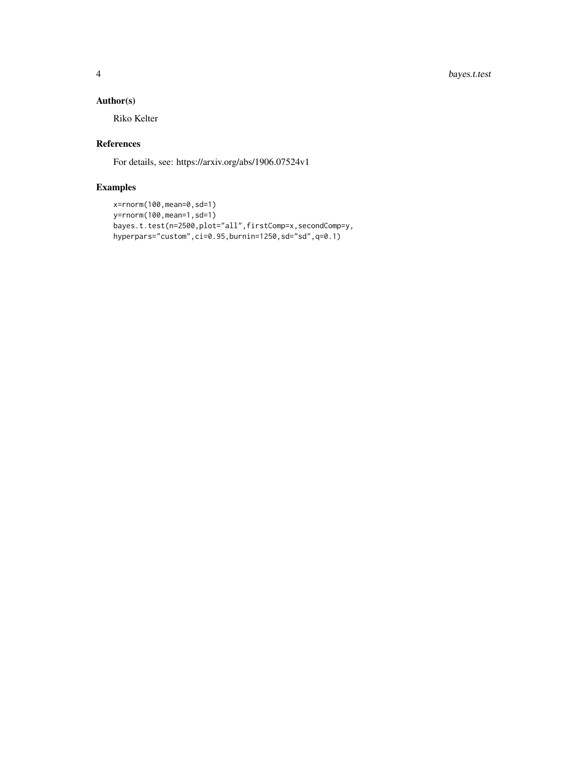## Author(s)

Riko Kelter

## References

For details, see: https://arxiv.org/abs/1906.07524v1

## Examples

```
x=rnorm(100,mean=0,sd=1)
y=rnorm(100,mean=1,sd=1)
bayes.t.test(n=2500,plot="all",firstComp=x,secondComp=y,
hyperpars="custom",ci=0.95,burnin=1250,sd="sd",q=0.1)
```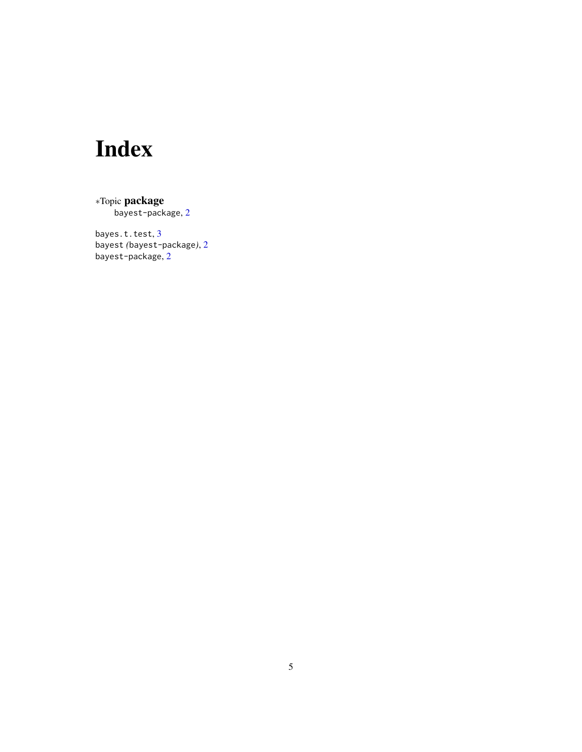# Index

∗Topic **package**
    bayest-package, 2

bayes.t.test, 3
bayest *(*bayest-package*)*, 2
bayest-package, 2